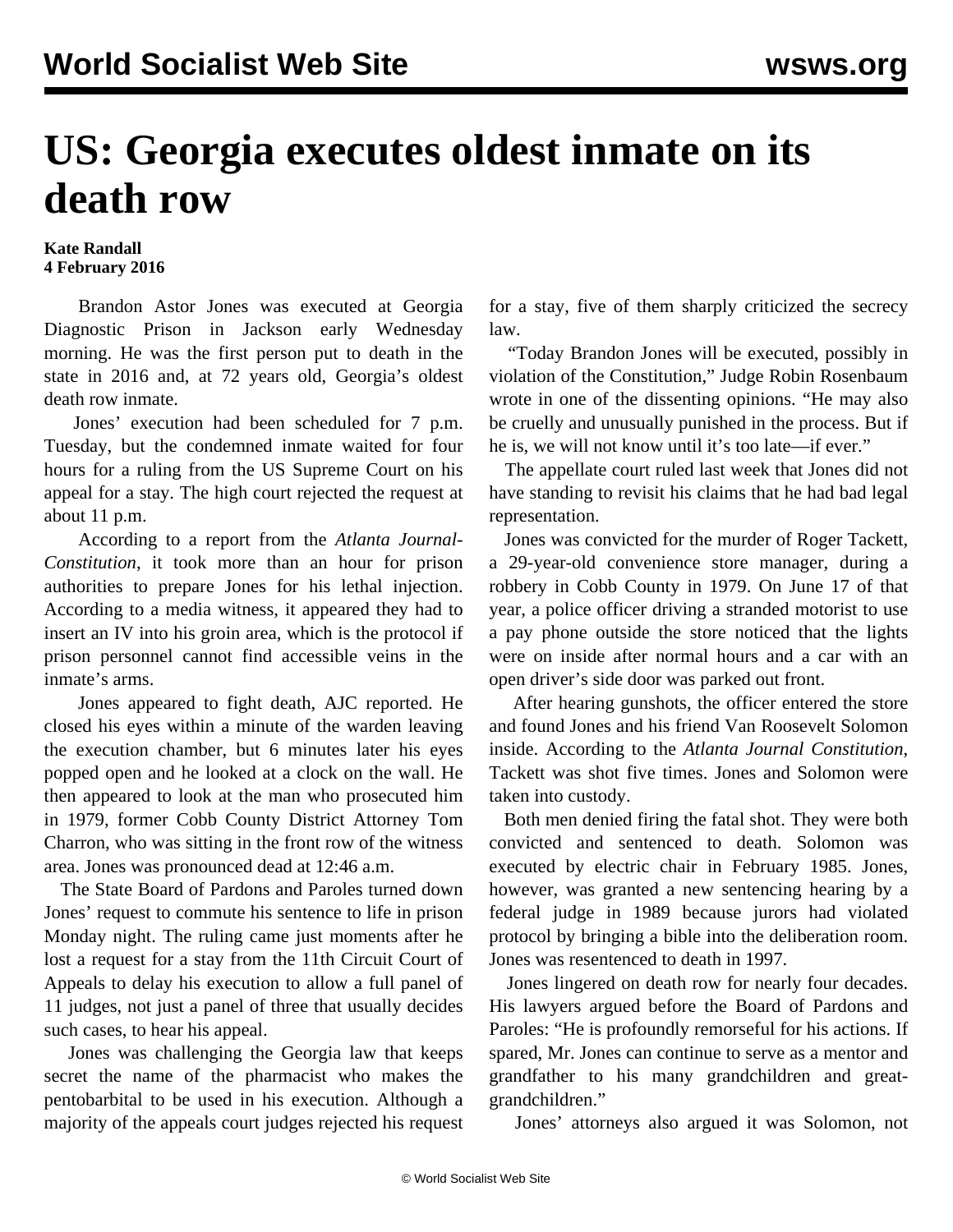# US: Georgia executes oldest inmate on its death row

**Kate Randall**
**4 February 2016**

Brandon Astor Jones was executed at Georgia Diagnostic Prison in Jackson early Wednesday morning. He was the first person put to death in the state in 2016 and, at 72 years old, Georgia's oldest death row inmate.

Jones' execution had been scheduled for 7 p.m. Tuesday, but the condemned inmate waited for four hours for a ruling from the US Supreme Court on his appeal for a stay. The high court rejected the request at about 11 p.m.

According to a report from the *Atlanta Journal-Constitution*, it took more than an hour for prison authorities to prepare Jones for his lethal injection. According to a media witness, it appeared they had to insert an IV into his groin area, which is the protocol if prison personnel cannot find accessible veins in the inmate's arms.

Jones appeared to fight death, AJC reported. He closed his eyes within a minute of the warden leaving the execution chamber, but 6 minutes later his eyes popped open and he looked at a clock on the wall. He then appeared to look at the man who prosecuted him in 1979, former Cobb County District Attorney Tom Charron, who was sitting in the front row of the witness area. Jones was pronounced dead at 12:46 a.m.

The State Board of Pardons and Paroles turned down Jones' request to commute his sentence to life in prison Monday night. The ruling came just moments after he lost a request for a stay from the 11th Circuit Court of Appeals to delay his execution to allow a full panel of 11 judges, not just a panel of three that usually decides such cases, to hear his appeal.

Jones was challenging the Georgia law that keeps secret the name of the pharmacist who makes the pentobarbital to be used in his execution. Although a majority of the appeals court judges rejected his request for a stay, five of them sharply criticized the secrecy law.

"Today Brandon Jones will be executed, possibly in violation of the Constitution," Judge Robin Rosenbaum wrote in one of the dissenting opinions. "He may also be cruelly and unusually punished in the process. But if he is, we will not know until it's too late—if ever."

The appellate court ruled last week that Jones did not have standing to revisit his claims that he had bad legal representation.

Jones was convicted for the murder of Roger Tackett, a 29-year-old convenience store manager, during a robbery in Cobb County in 1979. On June 17 of that year, a police officer driving a stranded motorist to use a pay phone outside the store noticed that the lights were on inside after normal hours and a car with an open driver's side door was parked out front.

After hearing gunshots, the officer entered the store and found Jones and his friend Van Roosevelt Solomon inside. According to the *Atlanta Journal Constitution*, Tackett was shot five times. Jones and Solomon were taken into custody.

Both men denied firing the fatal shot. They were both convicted and sentenced to death. Solomon was executed by electric chair in February 1985. Jones, however, was granted a new sentencing hearing by a federal judge in 1989 because jurors had violated protocol by bringing a bible into the deliberation room. Jones was resentenced to death in 1997.

Jones lingered on death row for nearly four decades. His lawyers argued before the Board of Pardons and Paroles: "He is profoundly remorseful for his actions. If spared, Mr. Jones can continue to serve as a mentor and grandfather to his many grandchildren and great-grandchildren."

Jones' attorneys also argued it was Solomon, not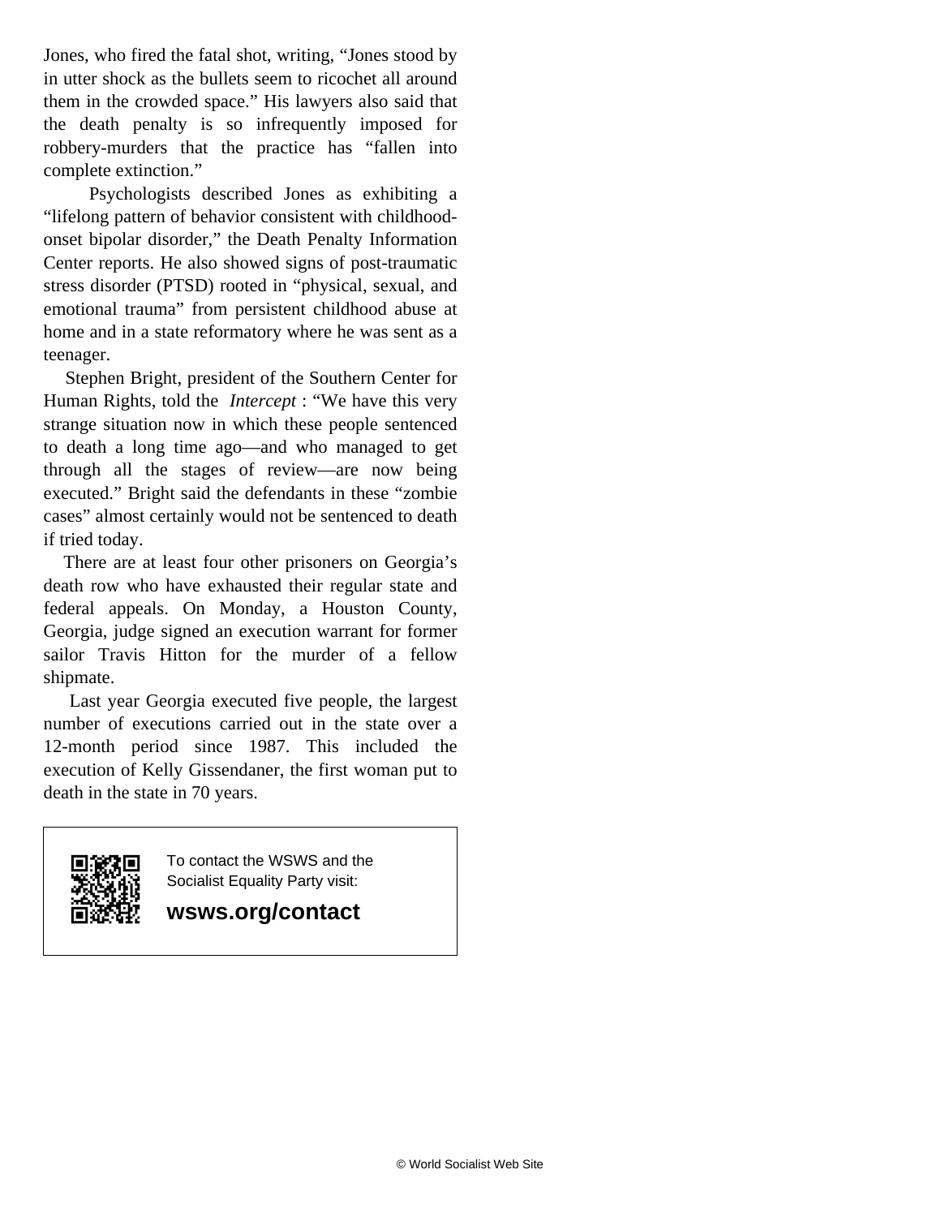Jones, who fired the fatal shot, writing, "Jones stood by in utter shock as the bullets seem to ricochet all around them in the crowded space." His lawyers also said that the death penalty is so infrequently imposed for robbery-murders that the practice has "fallen into complete extinction."

Psychologists described Jones as exhibiting a "lifelong pattern of behavior consistent with childhood-onset bipolar disorder," the Death Penalty Information Center reports. He also showed signs of post-traumatic stress disorder (PTSD) rooted in "physical, sexual, and emotional trauma" from persistent childhood abuse at home and in a state reformatory where he was sent as a teenager.

Stephen Bright, president of the Southern Center for Human Rights, told the *Intercept* : "We have this very strange situation now in which these people sentenced to death a long time ago—and who managed to get through all the stages of review—are now being executed." Bright said the defendants in these "zombie cases" almost certainly would not be sentenced to death if tried today.

There are at least four other prisoners on Georgia's death row who have exhausted their regular state and federal appeals. On Monday, a Houston County, Georgia, judge signed an execution warrant for former sailor Travis Hitton for the murder of a fellow shipmate.

Last year Georgia executed five people, the largest number of executions carried out in the state over a 12-month period since 1987. This included the execution of Kelly Gissendaner, the first woman put to death in the state in 70 years.

To contact the WSWS and the Socialist Equality Party visit:

**wsws.org/contact**

© World Socialist Web Site